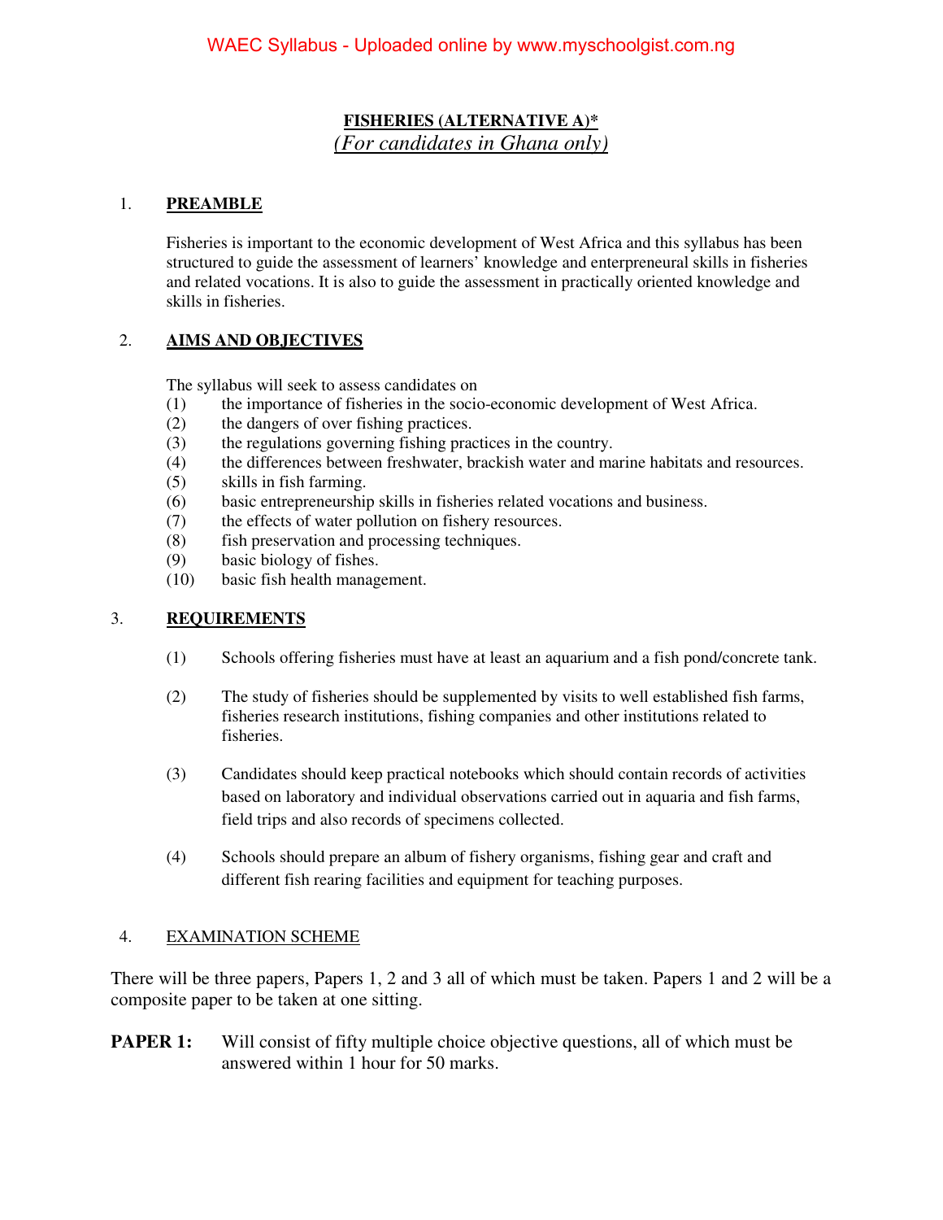# FISHERIES (ALTERNATIVE A)*

*(For candidates in Ghana only)*

## 1. PREAMBLE

Fisheries is important to the economic development of West Africa and this syllabus has been structured to guide the assessment of learners' knowledge and enterpreneural skills in fisheries and related vocations. It is also to guide the assessment in practically oriented knowledge and skills in fisheries.

## 2. AIMS AND OBJECTIVES

The syllabus will seek to assess candidates on

(1) the importance of fisheries in the socio-economic development of West Africa.
(2) the dangers of over fishing practices.
(3) the regulations governing fishing practices in the country.
(4) the differences between freshwater, brackish water and marine habitats and resources.
(5) skills in fish farming.
(6) basic entrepreneurship skills in fisheries related vocations and business.
(7) the effects of water pollution on fishery resources.
(8) fish preservation and processing techniques.
(9) basic biology of fishes.
(10) basic fish health management.

## 3. REQUIREMENTS

(1) Schools offering fisheries must have at least an aquarium and a fish pond/concrete tank.

(2) The study of fisheries should be supplemented by visits to well established fish farms, fisheries research institutions, fishing companies and other institutions related to fisheries.

(3) Candidates should keep practical notebooks which should contain records of activities based on laboratory and individual observations carried out in aquaria and fish farms, field trips and also records of specimens collected.

(4) Schools should prepare an album of fishery organisms, fishing gear and craft and different fish rearing facilities and equipment for teaching purposes.

## 4. EXAMINATION SCHEME

There will be three papers, Papers 1, 2 and 3 all of which must be taken. Papers 1 and 2 will be a composite paper to be taken at one sitting.

**PAPER 1:** Will consist of fifty multiple choice objective questions, all of which must be answered within 1 hour for 50 marks.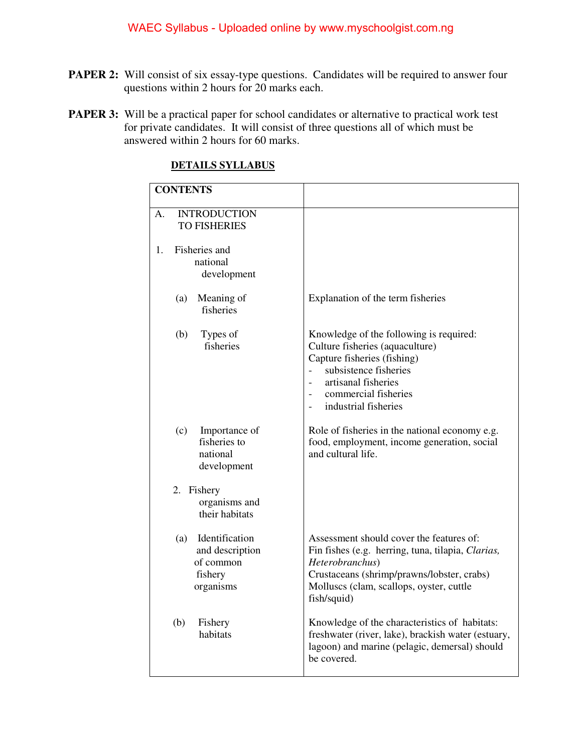**PAPER 2:** Will consist of six essay-type questions. Candidates will be required to answer four questions within 2 hours for 20 marks each.

**PAPER 3:** Will be a practical paper for school candidates or alternative to practical work test for private candidates. It will consist of three questions all of which must be answered within 2 hours for 60 marks.

## DETAILS SYLLABUS

| CONTENTS | |
|---|---|
| A. INTRODUCTION TO FISHERIES | |
| 1. Fisheries and national development | |
| (a) Meaning of fisheries | Explanation of the term fisheries |
| (b) Types of fisheries | Knowledge of the following is required:<br>Culture fisheries (aquaculture)<br>Capture fisheries (fishing)<br>- subsistence fisheries<br>- artisanal fisheries<br>- commercial fisheries<br>- industrial fisheries |
| (c) Importance of fisheries to national development | Role of fisheries in the national economy e.g. food, employment, income generation, social and cultural life. |
| 2. Fishery organisms and their habitats | |
| (a) Identification and description of common fishery organisms | Assessment should cover the features of:<br>Fin fishes (e.g. herring, tuna, tilapia, *Clarias, Heterobranchus*)<br>Crustaceans (shrimp/prawns/lobster, crabs)<br>Molluscs (clam, scallops, oyster, cuttle fish/squid) |
| (b) Fishery habitats | Knowledge of the characteristics of habitats: freshwater (river, lake), brackish water (estuary, lagoon) and marine (pelagic, demersal) should be covered. |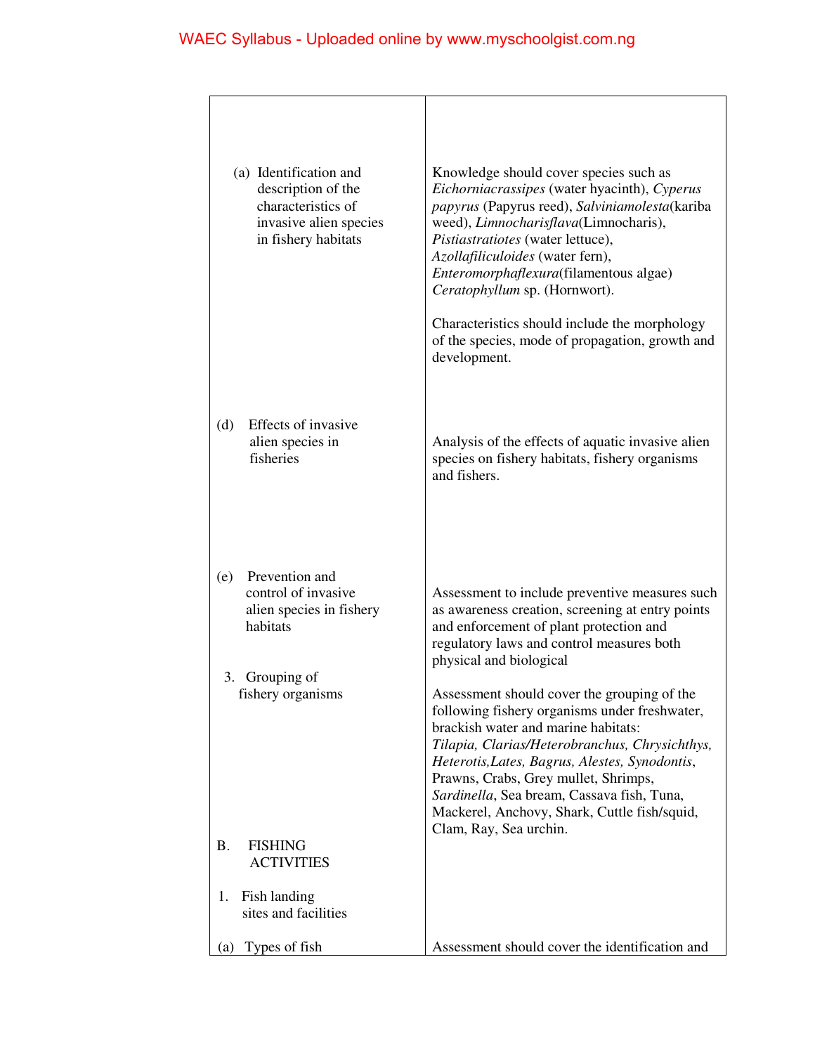| | |
|---|---|
| (a) Identification and description of the characteristics of invasive alien species in fishery habitats | Knowledge should cover species such as *Eichorniacrassipes* (water hyacinth), *Cyperus papyrus* (Papyrus reed), *Salviniamolesta*(kariba weed), *Limnocharisflava*(Limnocharis), *Pistiastratiotes* (water lettuce), *Azollafiliculoides* (water fern), *Enteromorphaflexura*(filamentous algae) *Ceratophyllum* sp. (Hornwort). <br><br> Characteristics should include the morphology of the species, mode of propagation, growth and development. |
| (d) Effects of invasive alien species in fisheries | Analysis of the effects of aquatic invasive alien species on fishery habitats, fishery organisms and fishers. |
| (e) Prevention and control of invasive alien species in fishery habitats | Assessment to include preventive measures such as awareness creation, screening at entry points and enforcement of plant protection and regulatory laws and control measures both physical and biological |
| 3. Grouping of fishery organisms | Assessment should cover the grouping of the following fishery organisms under freshwater, brackish water and marine habitats: *Tilapia, Clarias/Heterobranchus, Chrysichthys, Heterotis,Lates, Bagrus, Alestes, Synodontis*, Prawns, Crabs, Grey mullet, Shrimps, *Sardinella*, Sea bream, Cassava fish, Tuna, Mackerel, Anchovy, Shark, Cuttle fish/squid, Clam, Ray, Sea urchin. |
| B. FISHING ACTIVITIES | |
| 1. Fish landing sites and facilities | |
| (a) Types of fish | Assessment should cover the identification and |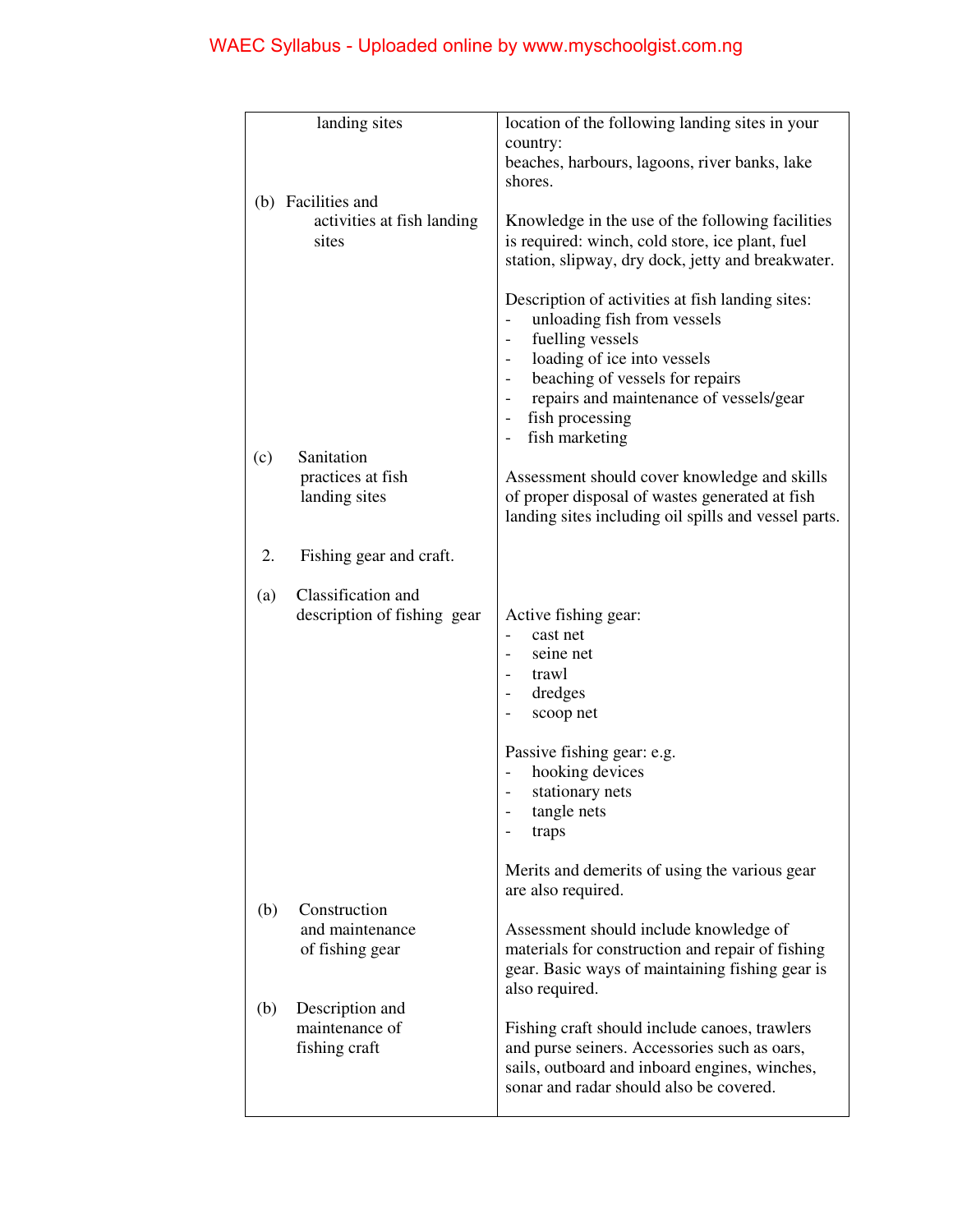| | |
|---|---|
| landing sites | location of the following landing sites in your country:<br>beaches, harbours, lagoons, river banks, lake shores. |
| (b) Facilities and activities at fish landing sites | Knowledge in the use of the following facilities is required: winch, cold store, ice plant, fuel station, slipway, dry dock, jetty and breakwater.<br><br>Description of activities at fish landing sites:<br>- unloading fish from vessels<br>- fuelling vessels<br>- loading of ice into vessels<br>- beaching of vessels for repairs<br>- repairs and maintenance of vessels/gear<br>- fish processing<br>- fish marketing |
| (c) Sanitation practices at fish landing sites | Assessment should cover knowledge and skills of proper disposal of wastes generated at fish landing sites including oil spills and vessel parts. |
| 2. Fishing gear and craft. | |
| (a) Classification and description of fishing gear | Active fishing gear:<br>- cast net<br>- seine net<br>- trawl<br>- dredges<br>- scoop net<br><br>Passive fishing gear: e.g.<br>- hooking devices<br>- stationary nets<br>- tangle nets<br>- traps<br><br>Merits and demerits of using the various gear are also required. |
| (b) Construction and maintenance of fishing gear | Assessment should include knowledge of materials for construction and repair of fishing gear. Basic ways of maintaining fishing gear is also required. |
| (b) Description and maintenance of fishing craft | Fishing craft should include canoes, trawlers and purse seiners. Accessories such as oars, sails, outboard and inboard engines, winches, sonar and radar should also be covered. |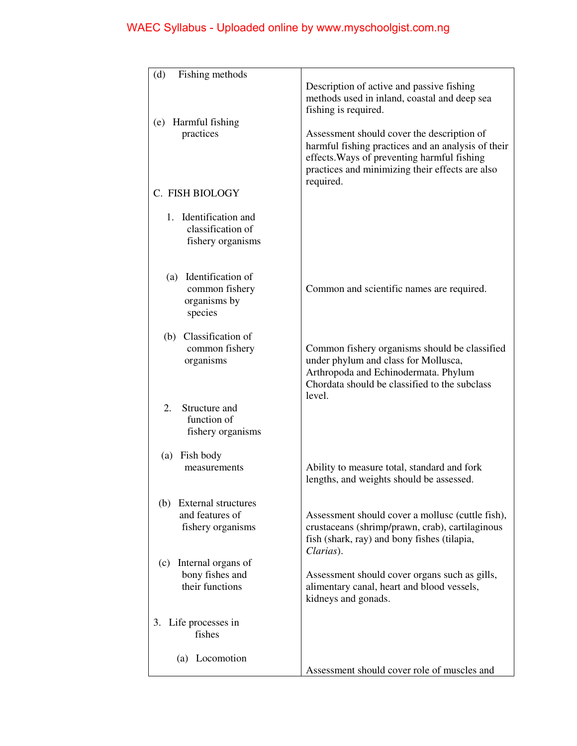| | |
|---|---|
| (d) Fishing methods | Description of active and passive fishing methods used in inland, coastal and deep sea fishing is required. |
| (e) Harmful fishing practices | Assessment should cover the description of harmful fishing practices and an analysis of their effects.Ways of preventing harmful fishing practices and minimizing their effects are also required. |
| C. FISH BIOLOGY | |
| 1. Identification and classification of fishery organisms | |
| (a) Identification of common fishery organisms by species | Common and scientific names are required. |
| (b) Classification of common fishery organisms | Common fishery organisms should be classified under phylum and class for Mollusca, Arthropoda and Echinodermata. Phylum Chordata should be classified to the subclass level. |
| 2. Structure and function of fishery organisms | |
| (a) Fish body measurements | Ability to measure total, standard and fork lengths, and weights should be assessed. |
| (b) External structures and features of fishery organisms | Assessment should cover a mollusc (cuttle fish), crustaceans (shrimp/prawn, crab), cartilaginous fish (shark, ray) and bony fishes (tilapia, *Clarias*). |
| (c) Internal organs of bony fishes and their functions | Assessment should cover organs such as gills, alimentary canal, heart and blood vessels, kidneys and gonads. |
| 3. Life processes in fishes | |
| (a) Locomotion | Assessment should cover role of muscles and |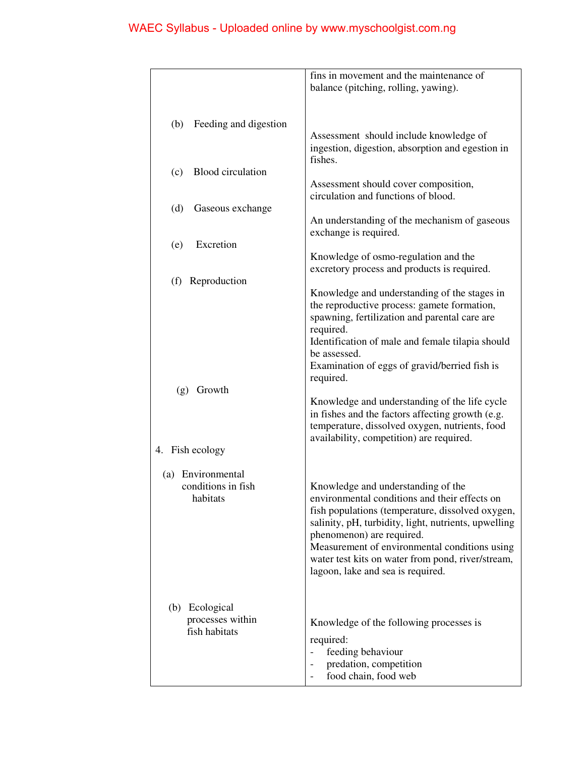| | |
|---|---|
| | fins in movement and the maintenance of balance (pitching, rolling, yawing). |
| (b) Feeding and digestion | Assessment should include knowledge of ingestion, digestion, absorption and egestion in fishes. |
| (c) Blood circulation | Assessment should cover composition, circulation and functions of blood. |
| (d) Gaseous exchange | An understanding of the mechanism of gaseous exchange is required. |
| (e) Excretion | Knowledge of osmo-regulation and the excretory process and products is required. |
| (f) Reproduction | Knowledge and understanding of the stages in the reproductive process: gamete formation, spawning, fertilization and parental care are required.<br>Identification of male and female tilapia should be assessed.<br>Examination of eggs of gravid/berried fish is required. |
| (g) Growth | Knowledge and understanding of the life cycle in fishes and the factors affecting growth (e.g. temperature, dissolved oxygen, nutrients, food availability, competition) are required. |
| 4. Fish ecology | |
| (a) Environmental conditions in fish habitats | Knowledge and understanding of the environmental conditions and their effects on fish populations (temperature, dissolved oxygen, salinity, pH, turbidity, light, nutrients, upwelling phenomenon) are required.<br>Measurement of environmental conditions using water test kits on water from pond, river/stream, lagoon, lake and sea is required. |
| (b) Ecological processes within fish habitats | Knowledge of the following processes is required:<br>- feeding behaviour<br>- predation, competition<br>- food chain, food web |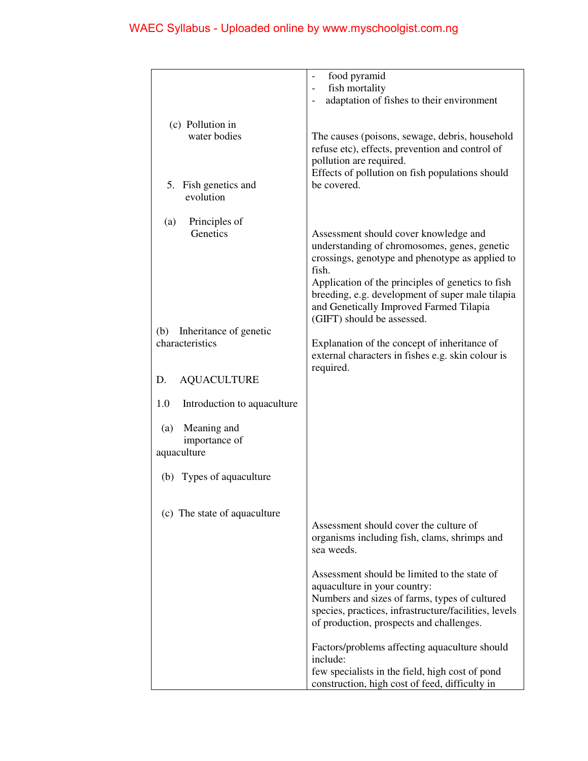| | |
|---|---|
| | - food pyramid<br>- fish mortality<br>- adaptation of fishes to their environment |
| (c) Pollution in water bodies | The causes (poisons, sewage, debris, household refuse etc), effects, prevention and control of pollution are required.<br>Effects of pollution on fish populations should be covered. |
| 5. Fish genetics and evolution | |
| (a) Principles of Genetics | Assessment should cover knowledge and understanding of chromosomes, genes, genetic crossings, genotype and phenotype as applied to fish.<br>Application of the principles of genetics to fish breeding, e.g. development of super male tilapia and Genetically Improved Farmed Tilapia (GIFT) should be assessed. |
| (b) Inheritance of genetic characteristics | Explanation of the concept of inheritance of external characters in fishes e.g. skin colour is required. |
| D. AQUACULTURE | |
| 1.0 Introduction to aquaculture | |
| (a) Meaning and importance of aquaculture | |
| (b) Types of aquaculture | Assessment should cover the culture of organisms including fish, clams, shrimps and sea weeds. |
| (c) The state of aquaculture | Assessment should be limited to the state of aquaculture in your country:<br>Numbers and sizes of farms, types of cultured species, practices, infrastructure/facilities, levels of production, prospects and challenges.<br><br>Factors/problems affecting aquaculture should include:<br>few specialists in the field, high cost of pond construction, high cost of feed, difficulty in |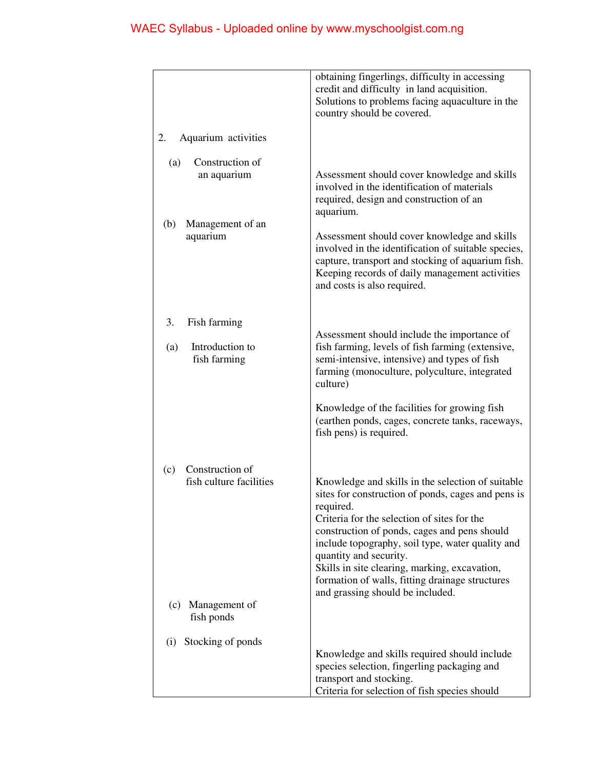| | |
|---|---|
| | obtaining fingerlings, difficulty in accessing credit and difficulty in land acquisition. Solutions to problems facing aquaculture in the country should be covered. |
| 2. Aquarium activities | |
| (a) Construction of an aquarium | Assessment should cover knowledge and skills involved in the identification of materials required, design and construction of an aquarium. |
| (b) Management of an aquarium | Assessment should cover knowledge and skills involved in the identification of suitable species, capture, transport and stocking of aquarium fish. Keeping records of daily management activities and costs is also required. |
| 3. Fish farming | |
| (a) Introduction to fish farming | Assessment should include the importance of fish farming, levels of fish farming (extensive, semi-intensive, intensive) and types of fish farming (monoculture, polyculture, integrated culture)<br><br>Knowledge of the facilities for growing fish (earthen ponds, cages, concrete tanks, raceways, fish pens) is required. |
| (c) Construction of fish culture facilities | Knowledge and skills in the selection of suitable sites for construction of ponds, cages and pens is required.<br>Criteria for the selection of sites for the construction of ponds, cages and pens should include topography, soil type, water quality and quantity and security.<br>Skills in site clearing, marking, excavation, formation of walls, fitting drainage structures and grassing should be included. |
| (c) Management of fish ponds | |
| (i) Stocking of ponds | Knowledge and skills required should include species selection, fingerling packaging and transport and stocking.<br>Criteria for selection of fish species should |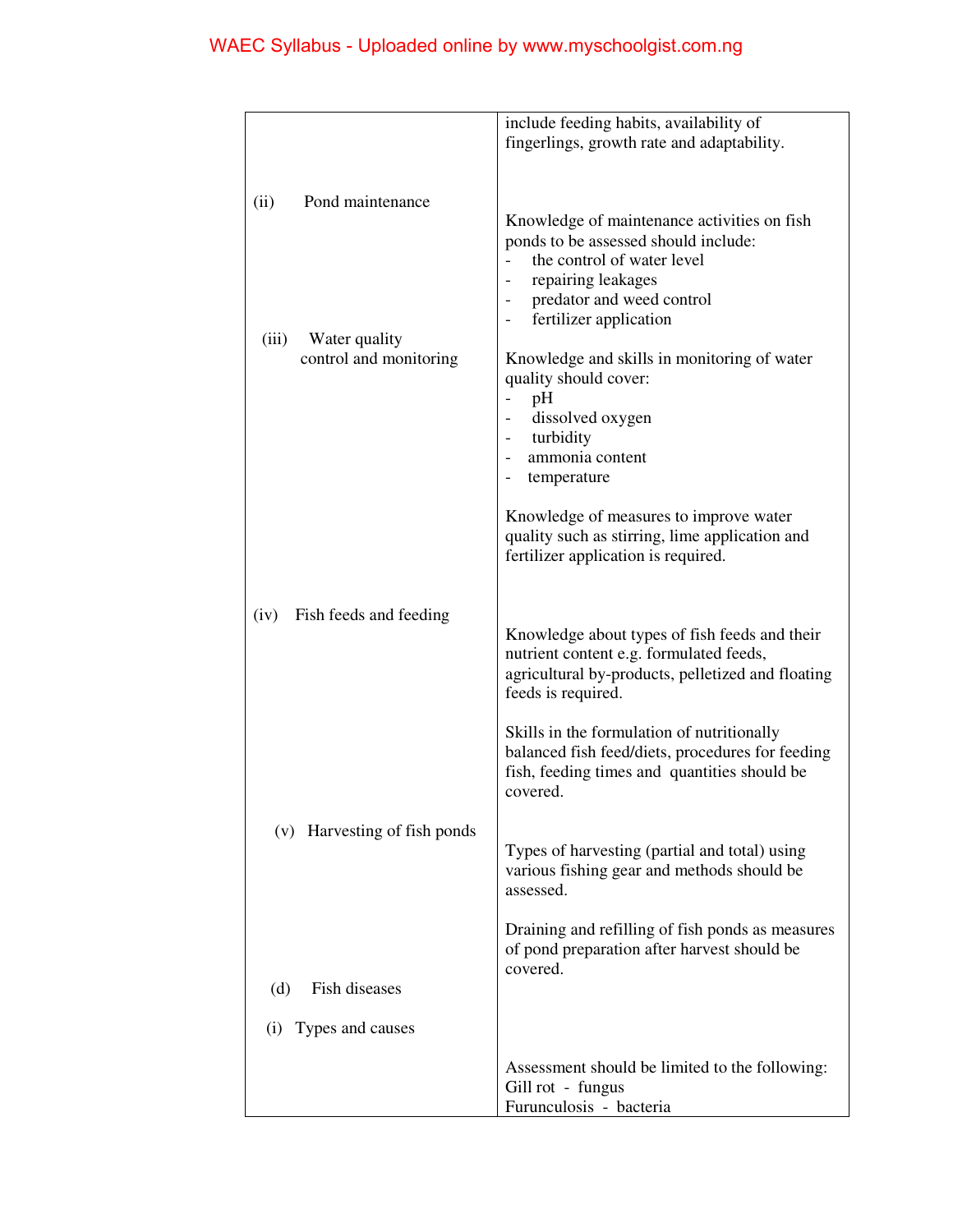| | |
|---|---|
| | include feeding habits, availability of fingerlings, growth rate and adaptability. |
| (ii) Pond maintenance | Knowledge of maintenance activities on fish ponds to be assessed should include:<br>- the control of water level<br>- repairing leakages<br>- predator and weed control<br>- fertilizer application |
| (iii) Water quality control and monitoring | Knowledge and skills in monitoring of water quality should cover:<br>- pH<br>- dissolved oxygen<br>- turbidity<br>- ammonia content<br>- temperature<br><br>Knowledge of measures to improve water quality such as stirring, lime application and fertilizer application is required. |
| (iv) Fish feeds and feeding | Knowledge about types of fish feeds and their nutrient content e.g. formulated feeds, agricultural by-products, pelletized and floating feeds is required.<br><br>Skills in the formulation of nutritionally balanced fish feed/diets, procedures for feeding fish, feeding times and quantities should be covered. |
| (v) Harvesting of fish ponds | Types of harvesting (partial and total) using various fishing gear and methods should be assessed.<br><br>Draining and refilling of fish ponds as measures of pond preparation after harvest should be covered. |
| (d) Fish diseases<br><br>(i) Types and causes | Assessment should be limited to the following:<br>Gill rot - fungus<br>Furunculosis - bacteria |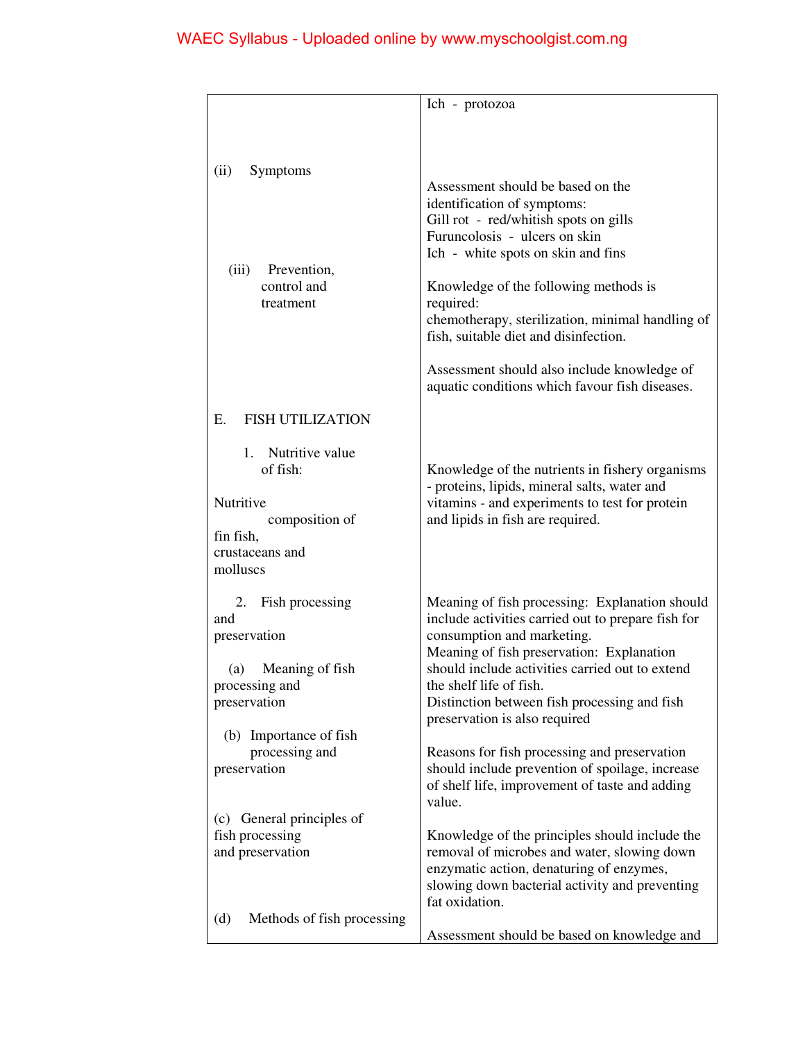| | |
|---|---|
| | Ich - protozoa |
| (ii) Symptoms | Assessment should be based on the identification of symptoms:<br>Gill rot - red/whitish spots on gills<br>Furuncolosis - ulcers on skin<br>Ich - white spots on skin and fins |
| (iii) Prevention, control and treatment | Knowledge of the following methods is required:<br>chemotherapy, sterilization, minimal handling of fish, suitable diet and disinfection.<br><br>Assessment should also include knowledge of aquatic conditions which favour fish diseases. |
| E. FISH UTILIZATION | |
| 1. Nutritive value of fish:<br><br>Nutritive composition of fin fish, crustaceans and molluscs | Knowledge of the nutrients in fishery organisms - proteins, lipids, mineral salts, water and vitamins - and experiments to test for protein and lipids in fish are required. |
| 2. Fish processing and preservation<br><br>(a) Meaning of fish processing and preservation | Meaning of fish processing: Explanation should include activities carried out to prepare fish for consumption and marketing.<br>Meaning of fish preservation: Explanation should include activities carried out to extend the shelf life of fish.<br>Distinction between fish processing and fish preservation is also required |
| (b) Importance of fish processing and preservation | Reasons for fish processing and preservation should include prevention of spoilage, increase of shelf life, improvement of taste and adding value. |
| (c) General principles of fish processing and preservation | Knowledge of the principles should include the removal of microbes and water, slowing down enzymatic action, denaturing of enzymes, slowing down bacterial activity and preventing fat oxidation. |
| (d) Methods of fish processing | Assessment should be based on knowledge and |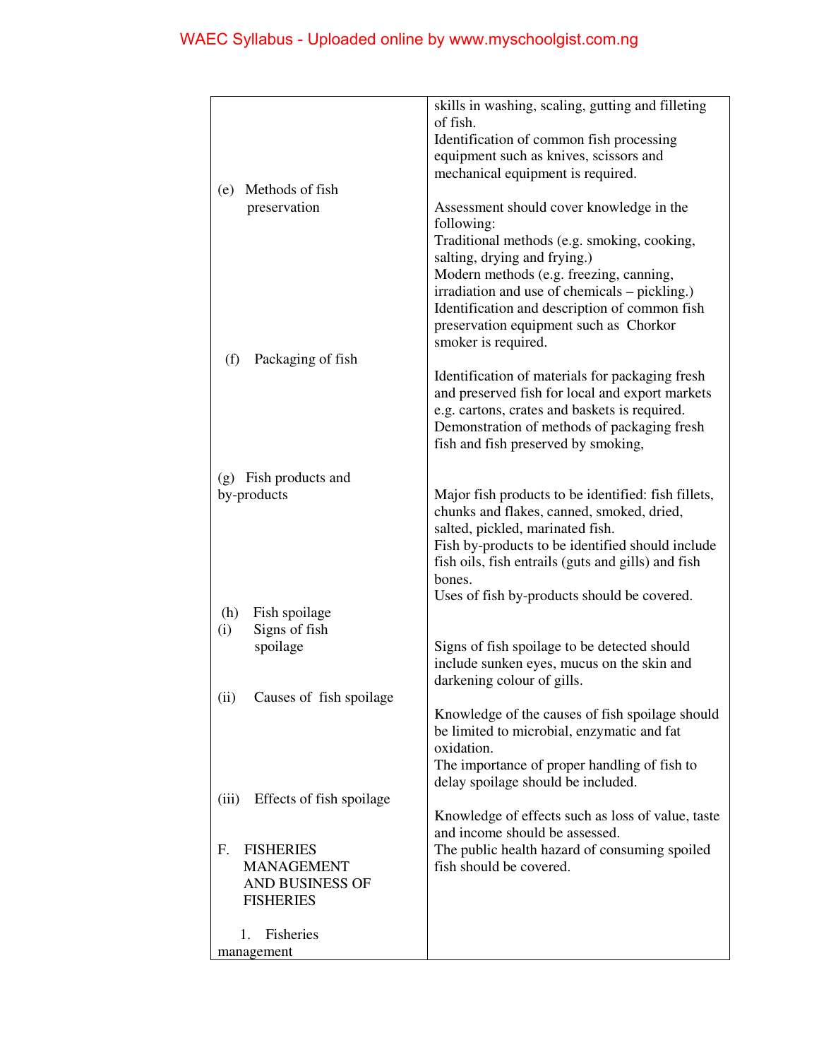| | |
|---|---|
| | skills in washing, scaling, gutting and filleting of fish.<br>Identification of common fish processing equipment such as knives, scissors and mechanical equipment is required. |
| (e) Methods of fish preservation | Assessment should cover knowledge in the following:<br>Traditional methods (e.g. smoking, cooking, salting, drying and frying.)<br>Modern methods (e.g. freezing, canning, irradiation and use of chemicals – pickling.)<br>Identification and description of common fish preservation equipment such as Chorkor smoker is required. |
| (f) Packaging of fish | Identification of materials for packaging fresh and preserved fish for local and export markets e.g. cartons, crates and baskets is required.<br>Demonstration of methods of packaging fresh fish and fish preserved by smoking, |
| (g) Fish products and by-products | Major fish products to be identified: fish fillets, chunks and flakes, canned, smoked, dried, salted, pickled, marinated fish.<br>Fish by-products to be identified should include fish oils, fish entrails (guts and gills) and fish bones.<br>Uses of fish by-products should be covered. |
| (h) Fish spoilage<br>(i) Signs of fish spoilage | Signs of fish spoilage to be detected should include sunken eyes, mucus on the skin and darkening colour of gills. |
| (ii) Causes of fish spoilage | Knowledge of the causes of fish spoilage should be limited to microbial, enzymatic and fat oxidation.<br>The importance of proper handling of fish to delay spoilage should be included. |
| (iii) Effects of fish spoilage | Knowledge of effects such as loss of value, taste and income should be assessed.<br>The public health hazard of consuming spoiled fish should be covered. |
| F. FISHERIES MANAGEMENT AND BUSINESS OF FISHERIES<br><br>1. Fisheries management | |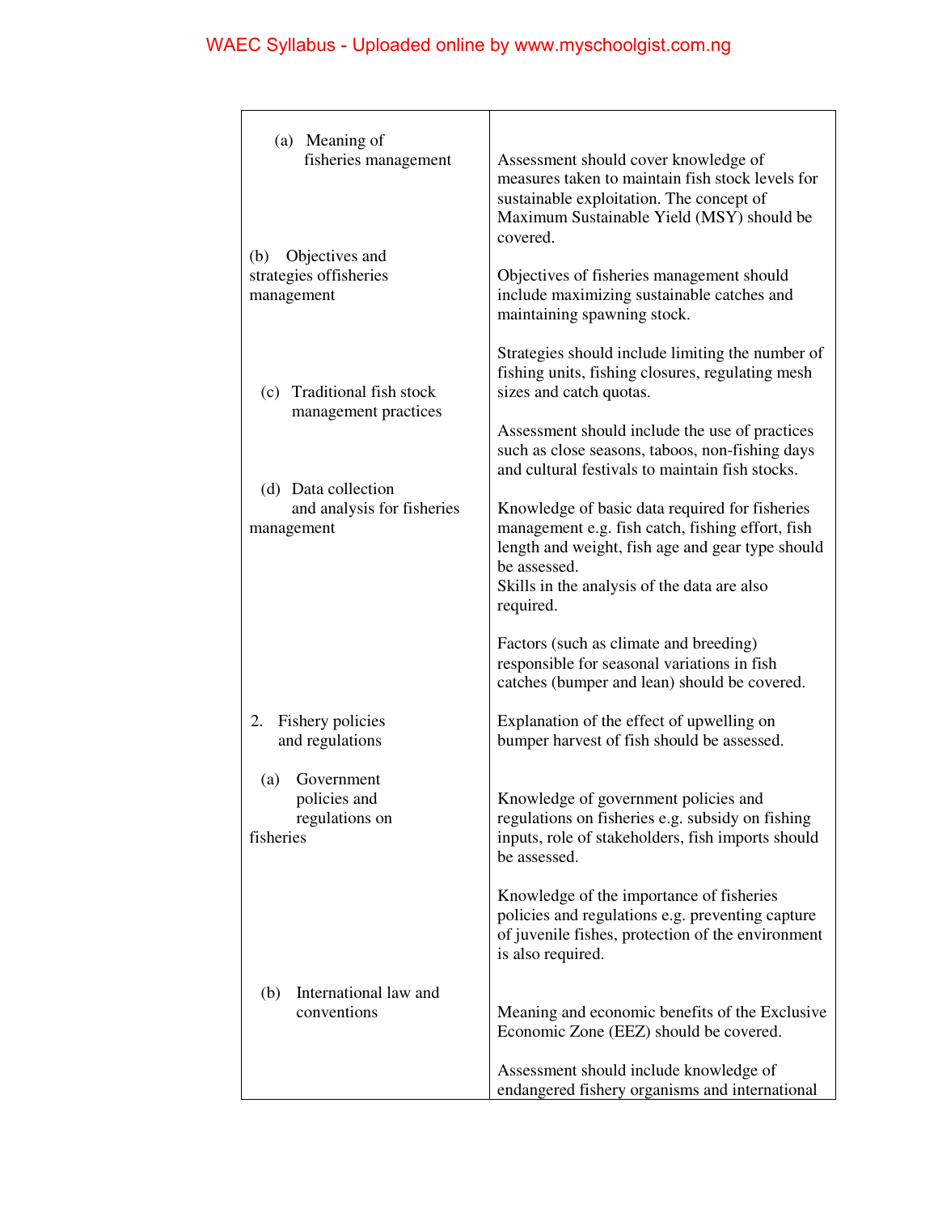| | |
|---|---|
| (a) Meaning of fisheries management | Assessment should cover knowledge of measures taken to maintain fish stock levels for sustainable exploitation. The concept of Maximum Sustainable Yield (MSY) should be covered. |
| (b) Objectives and strategies offisheries management | Objectives of fisheries management should include maximizing sustainable catches and maintaining spawning stock.<br><br>Strategies should include limiting the number of fishing units, fishing closures, regulating mesh sizes and catch quotas. |
| (c) Traditional fish stock management practices | Assessment should include the use of practices such as close seasons, taboos, non-fishing days and cultural festivals to maintain fish stocks. |
| (d) Data collection and analysis for fisheries management | Knowledge of basic data required for fisheries management e.g. fish catch, fishing effort, fish length and weight, fish age and gear type should be assessed.<br>Skills in the analysis of the data are also required.<br><br>Factors (such as climate and breeding) responsible for seasonal variations in fish catches (bumper and lean) should be covered.<br><br>Explanation of the effect of upwelling on bumper harvest of fish should be assessed. |
| 2. Fishery policies and regulations | |
| (a) Government policies and regulations on fisheries | Knowledge of government policies and regulations on fisheries e.g. subsidy on fishing inputs, role of stakeholders, fish imports should be assessed.<br><br>Knowledge of the importance of fisheries policies and regulations e.g. preventing capture of juvenile fishes, protection of the environment is also required. |
| (b) International law and conventions | Meaning and economic benefits of the Exclusive Economic Zone (EEZ) should be covered.<br><br>Assessment should include knowledge of endangered fishery organisms and international |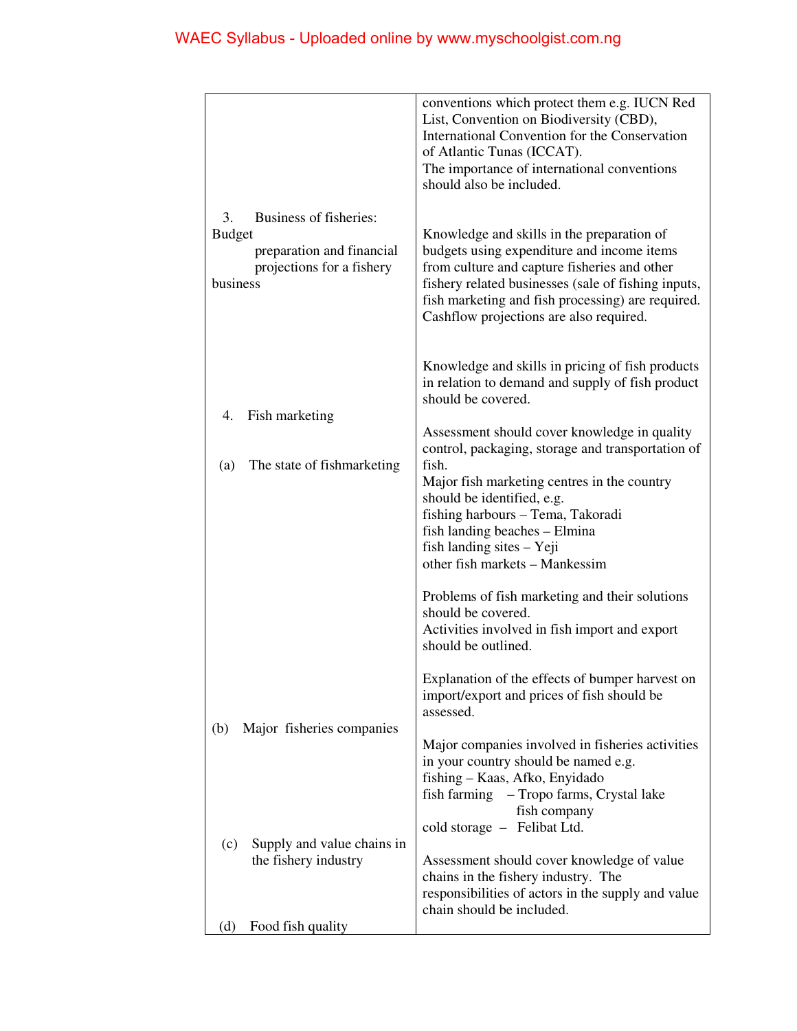| | |
|---|---|
| | conventions which protect them e.g. IUCN Red List, Convention on Biodiversity (CBD), International Convention for the Conservation of Atlantic Tunas (ICCAT).<br>The importance of international conventions should also be included. |
| 3. Business of fisheries: Budget preparation and financial projections for a fishery business | Knowledge and skills in the preparation of budgets using expenditure and income items from culture and capture fisheries and other fishery related businesses (sale of fishing inputs, fish marketing and fish processing) are required.<br>Cashflow projections are also required. |
| 4. Fish marketing<br><br>(a) The state of fishmarketing | Knowledge and skills in pricing of fish products in relation to demand and supply of fish product should be covered.<br><br>Assessment should cover knowledge in quality control, packaging, storage and transportation of fish.<br>Major fish marketing centres in the country should be identified, e.g.<br>fishing harbours – Tema, Takoradi<br>fish landing beaches – Elmina<br>fish landing sites – Yeji<br>other fish markets – Mankessim<br><br>Problems of fish marketing and their solutions should be covered.<br>Activities involved in fish import and export should be outlined.<br><br>Explanation of the effects of bumper harvest on import/export and prices of fish should be assessed. |
| (b) Major fisheries companies | Major companies involved in fisheries activities in your country should be named e.g.<br>fishing – Kaas, Afko, Enyidado<br>fish farming – Tropo farms, Crystal lake fish company<br>cold storage – Felibat Ltd. |
| (c) Supply and value chains in the fishery industry | Assessment should cover knowledge of value chains in the fishery industry. The responsibilities of actors in the supply and value chain should be included. |
| (d) Food fish quality | |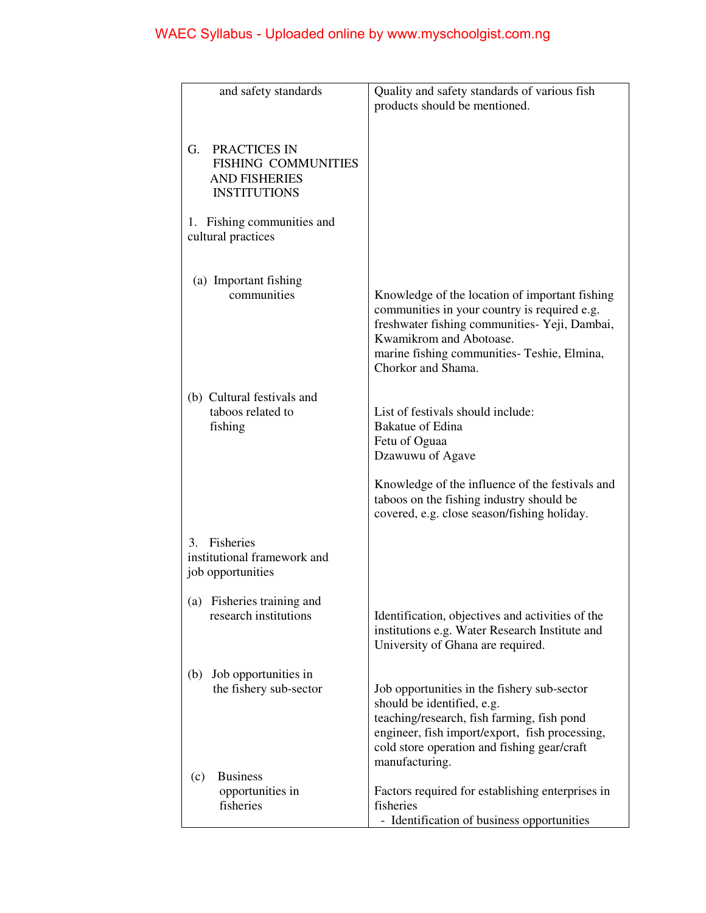| | |
|---|---|
| and safety standards | Quality and safety standards of various fish products should be mentioned. |
| G. PRACTICES IN FISHING COMMUNITIES AND FISHERIES INSTITUTIONS | |
| 1. Fishing communities and cultural practices | |
| (a) Important fishing communities | Knowledge of the location of important fishing communities in your country is required e.g. freshwater fishing communities- Yeji, Dambai, Kwamikrom and Abotoase. marine fishing communities- Teshie, Elmina, Chorkor and Shama. |
| (b) Cultural festivals and taboos related to fishing | List of festivals should include: Bakatue of Edina Fetu of Oguaa Dzawuwu of Agave<br><br>Knowledge of the influence of the festivals and taboos on the fishing industry should be covered, e.g. close season/fishing holiday. |
| 3. Fisheries institutional framework and job opportunities | |
| (a) Fisheries training and research institutions | Identification, objectives and activities of the institutions e.g. Water Research Institute and University of Ghana are required. |
| (b) Job opportunities in the fishery sub-sector | Job opportunities in the fishery sub-sector should be identified, e.g. teaching/research, fish farming, fish pond engineer, fish import/export, fish processing, cold store operation and fishing gear/craft manufacturing. |
| (c) Business opportunities in fisheries | Factors required for establishing enterprises in fisheries<br>- Identification of business opportunities |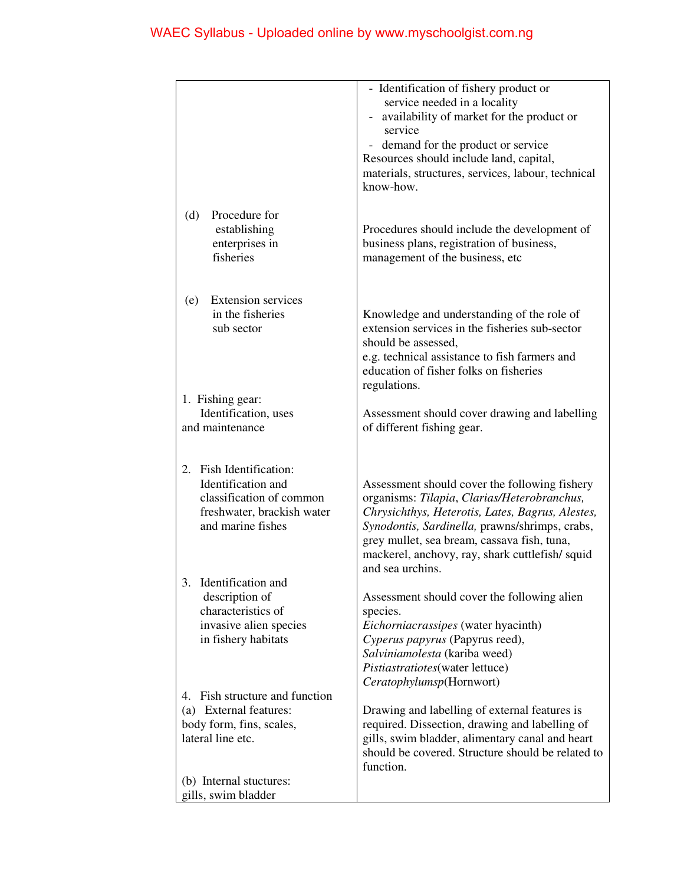| | |
|---|---|
| | - Identification of fishery product or service needed in a locality<br>- availability of market for the product or service<br>- demand for the product or service<br>Resources should include land, capital, materials, structures, services, labour, technical know-how. |
| (d) Procedure for establishing enterprises in fisheries | Procedures should include the development of business plans, registration of business, management of the business, etc |
| (e) Extension services in the fisheries sub sector | Knowledge and understanding of the role of extension services in the fisheries sub-sector should be assessed,<br>e.g. technical assistance to fish farmers and education of fisher folks on fisheries regulations. |
| 1. Fishing gear: Identification, uses and maintenance | Assessment should cover drawing and labelling of different fishing gear. |
| 2. Fish Identification: Identification and classification of common freshwater, brackish water and marine fishes | Assessment should cover the following fishery organisms: *Tilapia*, *Clarias/Heterobranchus, Chrysichthys, Heterotis, Lates, Bagrus, Alestes, Synodontis, Sardinella,* prawns/shrimps, crabs, grey mullet, sea bream, cassava fish, tuna, mackerel, anchovy, ray, shark cuttlefish/ squid and sea urchins. |
| 3. Identification and description of characteristics of invasive alien species in fishery habitats | Assessment should cover the following alien species.<br>*Eichorniacrassipes* (water hyacinth)<br>*Cyperus papyrus* (Papyrus reed),<br>*Salviniamolesta* (kariba weed)<br>*Pistiastratiotes*(water lettuce)<br>*Ceratophylumsp*(Hornwort) |
| 4. Fish structure and function<br>(a) External features: body form, fins, scales, lateral line etc.<br><br>(b) Internal stuctures: gills, swim bladder | Drawing and labelling of external features is required. Dissection, drawing and labelling of gills, swim bladder, alimentary canal and heart should be covered. Structure should be related to function. |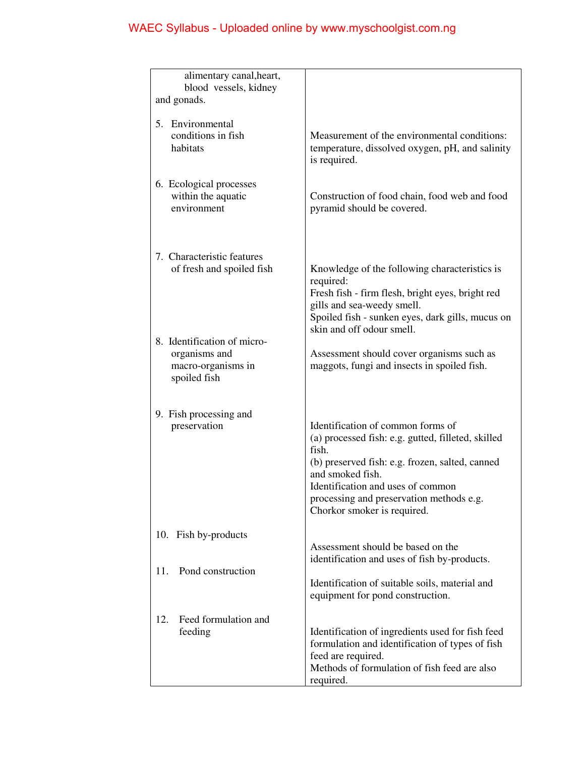| | |
|---|---|
| alimentary canal,heart, blood vessels, kidney and gonads. | |
| 5. Environmental conditions in fish habitats | Measurement of the environmental conditions: temperature, dissolved oxygen, pH, and salinity is required. |
| 6. Ecological processes within the aquatic environment | Construction of food chain, food web and food pyramid should be covered. |
| 7. Characteristic features of fresh and spoiled fish | Knowledge of the following characteristics is required:<br>Fresh fish - firm flesh, bright eyes, bright red gills and sea-weedy smell.<br>Spoiled fish - sunken eyes, dark gills, mucus on skin and off odour smell. |
| 8. Identification of micro-organisms and macro-organisms in spoiled fish | Assessment should cover organisms such as maggots, fungi and insects in spoiled fish. |
| 9. Fish processing and preservation | Identification of common forms of<br>(a) processed fish: e.g. gutted, filleted, skilled fish.<br>(b) preserved fish: e.g. frozen, salted, canned and smoked fish.<br>Identification and uses of common processing and preservation methods e.g. Chorkor smoker is required. |
| 10. Fish by-products | Assessment should be based on the identification and uses of fish by-products. |
| 11. Pond construction | Identification of suitable soils, material and equipment for pond construction. |
| 12. Feed formulation and feeding | Identification of ingredients used for fish feed formulation and identification of types of fish feed are required.<br>Methods of formulation of fish feed are also required. |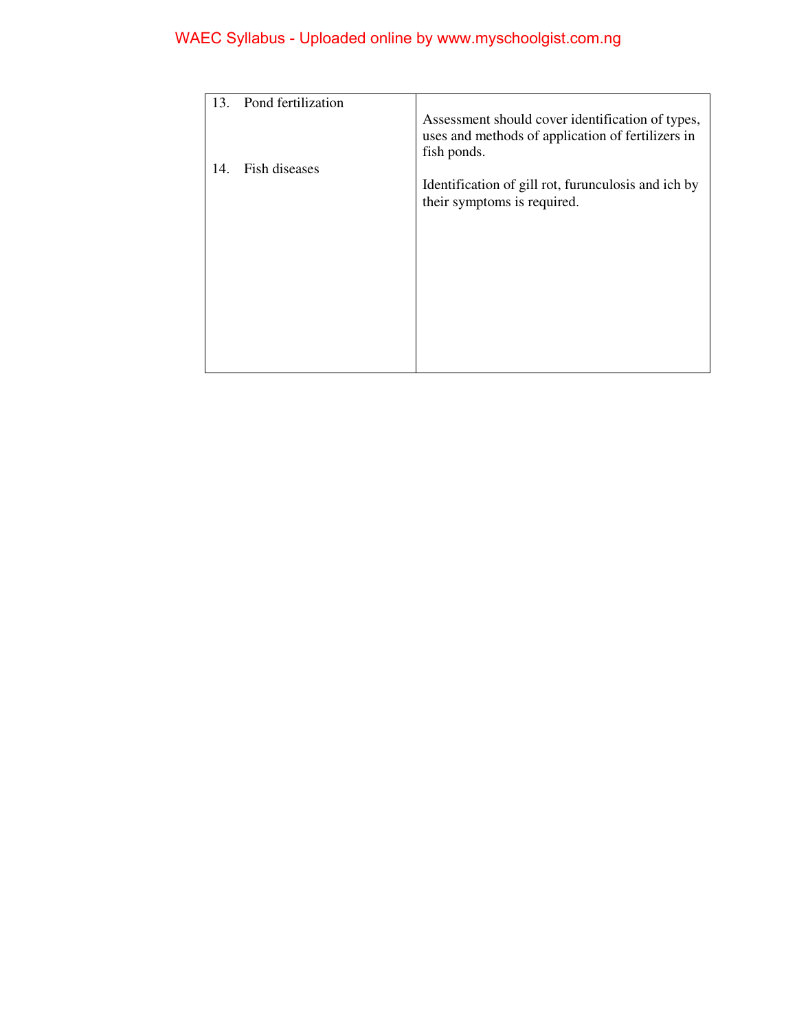| | |
|---|---|
| 13. Pond fertilization | Assessment should cover identification of types, uses and methods of application of fertilizers in fish ponds. |
| 14. Fish diseases | Identification of gill rot, furunculosis and ich by their symptoms is required. |